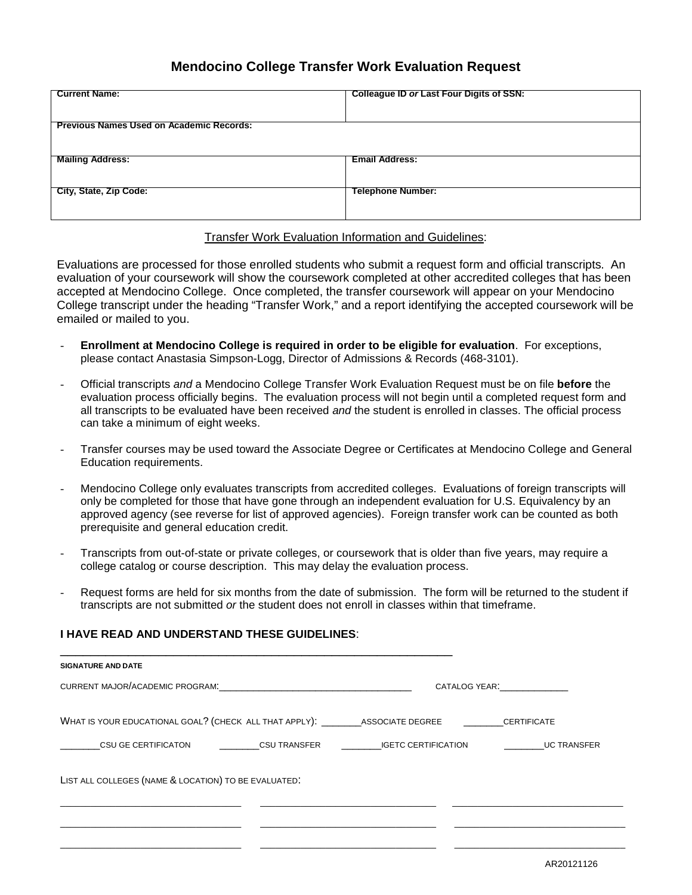# Mendocino College Transfer Work Evaluation Request

| **Current Name:** | **Colleague ID *or* Last Four Digits of SSN:** |
|---|---|
| **Previous Names Used on Academic Records:** | |
| **Mailing Address:** | **Email Address:** |
| **City, State, Zip Code:** | **Telephone Number:** |

Transfer Work Evaluation Information and Guidelines:

Evaluations are processed for those enrolled students who submit a request form and official transcripts. An evaluation of your coursework will show the coursework completed at other accredited colleges that has been accepted at Mendocino College. Once completed, the transfer coursework will appear on your Mendocino College transcript under the heading "Transfer Work," and a report identifying the accepted coursework will be emailed or mailed to you.

- **Enrollment at Mendocino College is required in order to be eligible for evaluation**. For exceptions, please contact Anastasia Simpson-Logg, Director of Admissions & Records (468-3101).
- Official transcripts *and* a Mendocino College Transfer Work Evaluation Request must be on file **before** the evaluation process officially begins. The evaluation process will not begin until a completed request form and all transcripts to be evaluated have been received *and* the student is enrolled in classes. The official process can take a minimum of eight weeks.
- Transfer courses may be used toward the Associate Degree or Certificates at Mendocino College and General Education requirements.
- Mendocino College only evaluates transcripts from accredited colleges. Evaluations of foreign transcripts will only be completed for those that have gone through an independent evaluation for U.S. Equivalency by an approved agency (see reverse for list of approved agencies). Foreign transfer work can be counted as both prerequisite and general education credit.
- Transcripts from out-of-state or private colleges, or coursework that is older than five years, may require a college catalog or course description. This may delay the evaluation process.
- Request forms are held for six months from the date of submission. The form will be returned to the student if transcripts are not submitted *or* the student does not enroll in classes within that timeframe.

**I HAVE READ AND UNDERSTAND THESE GUIDELINES**:

_______________________________________________________________

**SIGNATURE AND DATE**

CURRENT MAJOR/ACADEMIC PROGRAM:_____________________________________ CATALOG YEAR:_____________

WHAT IS YOUR EDUCATIONAL GOAL? (CHECK ALL THAT APPLY): _______ASSOCIATE DEGREE _______CERTIFICATE

________CSU GE CERTIFICATON ________CSU TRANSFER ________IGETC CERTIFICATION ________UC TRANSFER

LIST ALL COLLEGES (NAME & LOCATION) TO BE EVALUATED:

_______________________________ _______________________________ _______________________________

_______________________________ _______________________________ _______________________________

_______________________________ _______________________________ _______________________________

AR20121126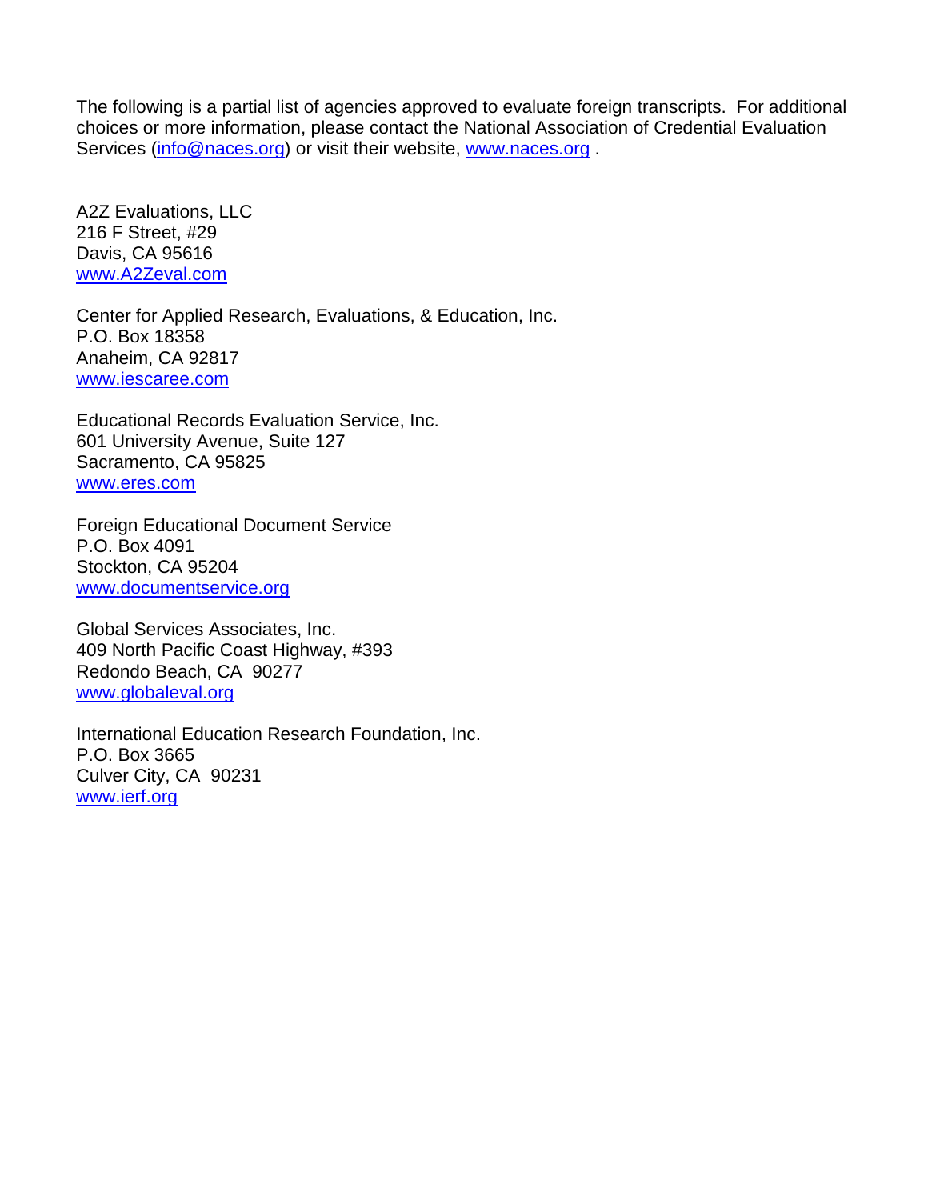The following is a partial list of agencies approved to evaluate foreign transcripts. For additional choices or more information, please contact the National Association of Credential Evaluation Services (info@naces.org) or visit their website, www.naces.org .

A2Z Evaluations, LLC  
216 F Street, #29  
Davis, CA 95616  
www.A2Zeval.com

Center for Applied Research, Evaluations, & Education, Inc.  
P.O. Box 18358  
Anaheim, CA 92817  
www.iescaree.com

Educational Records Evaluation Service, Inc.  
601 University Avenue, Suite 127  
Sacramento, CA 95825  
www.eres.com

Foreign Educational Document Service  
P.O. Box 4091  
Stockton, CA 95204  
www.documentservice.org

Global Services Associates, Inc.  
409 North Pacific Coast Highway, #393  
Redondo Beach, CA 90277  
www.globaleval.org

International Education Research Foundation, Inc.  
P.O. Box 3665  
Culver City, CA 90231  
www.ierf.org